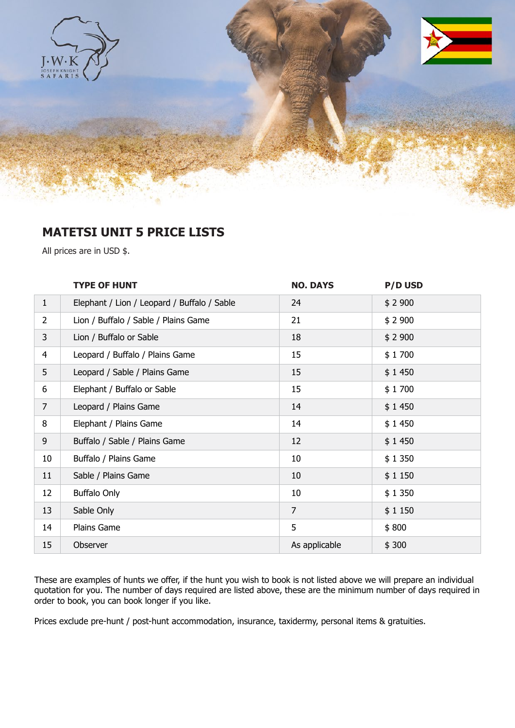## MATETSI UNIT 5 PRICE LISTS

All prices are in USD $.

| | TYPE OF HUNT | NO. DAYS | P/D USD |
|---|---|---|---|
| 1 | Elephant / Lion / Leopard / Buffalo / Sable | 24 | $ 2 900 |
| 2 | Lion / Buffalo / Sable / Plains Game | 21 | $ 2 900 |
| 3 | Lion / Buffalo or Sable | 18 | $ 2 900 |
| 4 | Leopard / Buffalo / Plains Game | 15 | $ 1 700 |
| 5 | Leopard / Sable / Plains Game | 15 | $ 1 450 |
| 6 | Elephant / Buffalo or Sable | 15 | $ 1 700 |
| 7 | Leopard / Plains Game | 14 | $ 1 450 |
| 8 | Elephant / Plains Game | 14 | $ 1 450 |
| 9 | Buffalo / Sable / Plains Game | 12 | $ 1 450 |
| 10 | Buffalo / Plains Game | 10 | $ 1 350 |
| 11 | Sable / Plains Game | 10 | $ 1 150 |
| 12 | Buffalo Only | 10 | $ 1 350 |
| 13 | Sable Only | 7 | $ 1 150 |
| 14 | Plains Game | 5 | $ 800 |
| 15 | Observer | As applicable | $ 300 |

These are examples of hunts we offer, if the hunt you wish to book is not listed above we will prepare an individual quotation for you. The number of days required are listed above, these are the minimum number of days required in order to book, you can book longer if you like.

Prices exclude pre-hunt / post-hunt accommodation, insurance, taxidermy, personal items & gratuities.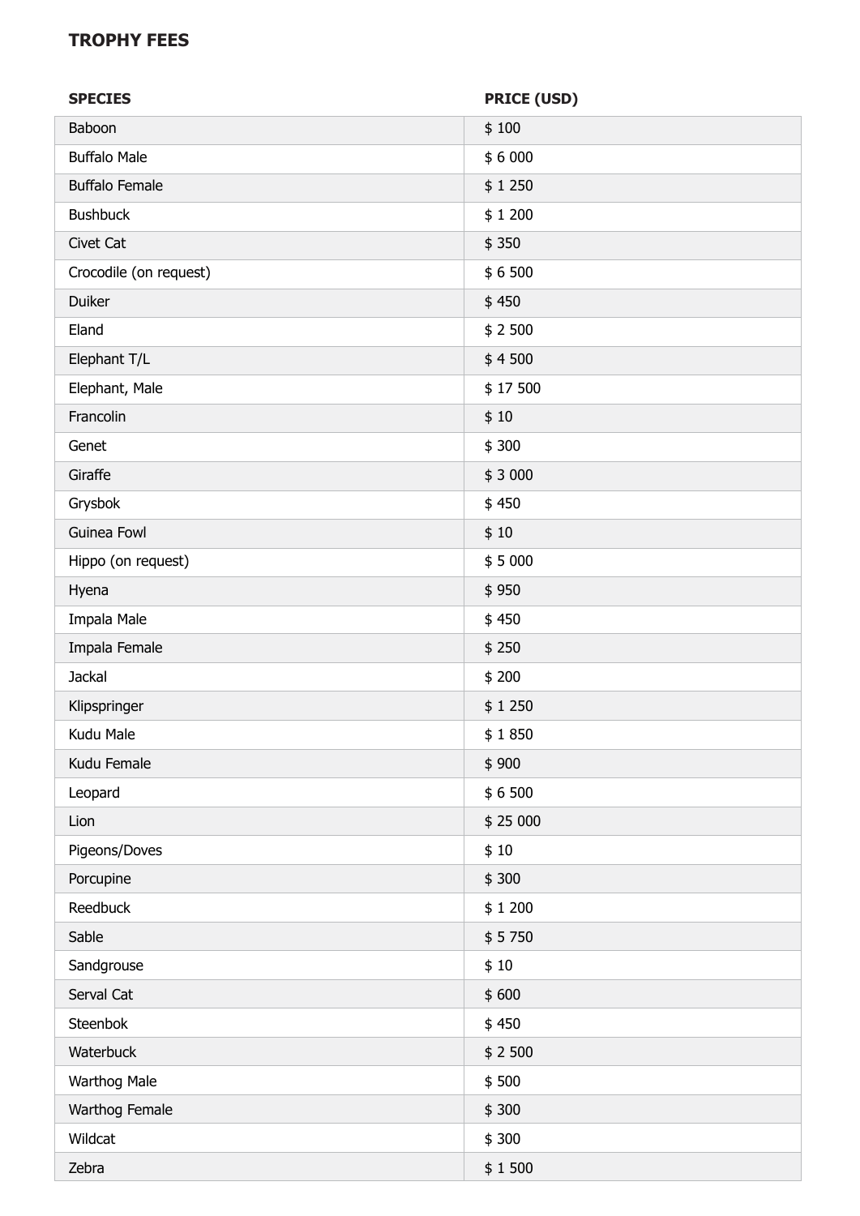## TROPHY FEES

| SPECIES | PRICE (USD) |
|---|---|
| Baboon | $ 100 |
| Buffalo Male | $ 6 000 |
| Buffalo Female | $ 1 250 |
| Bushbuck | $ 1 200 |
| Civet Cat | $ 350 |
| Crocodile (on request) | $ 6 500 |
| Duiker | $ 450 |
| Eland | $ 2 500 |
| Elephant T/L | $ 4 500 |
| Elephant, Male | $ 17 500 |
| Francolin | $ 10 |
| Genet | $ 300 |
| Giraffe | $ 3 000 |
| Grysbok | $ 450 |
| Guinea Fowl | $ 10 |
| Hippo (on request) | $ 5 000 |
| Hyena | $ 950 |
| Impala Male | $ 450 |
| Impala Female | $ 250 |
| Jackal | $ 200 |
| Klipspringer | $ 1 250 |
| Kudu Male | $ 1 850 |
| Kudu Female | $ 900 |
| Leopard | $ 6 500 |
| Lion | $ 25 000 |
| Pigeons/Doves | $ 10 |
| Porcupine | $ 300 |
| Reedbuck | $ 1 200 |
| Sable | $ 5 750 |
| Sandgrouse | $ 10 |
| Serval Cat | $ 600 |
| Steenbok | $ 450 |
| Waterbuck | $ 2 500 |
| Warthog Male | $ 500 |
| Warthog Female | $ 300 |
| Wildcat | $ 300 |
| Zebra | $ 1 500 |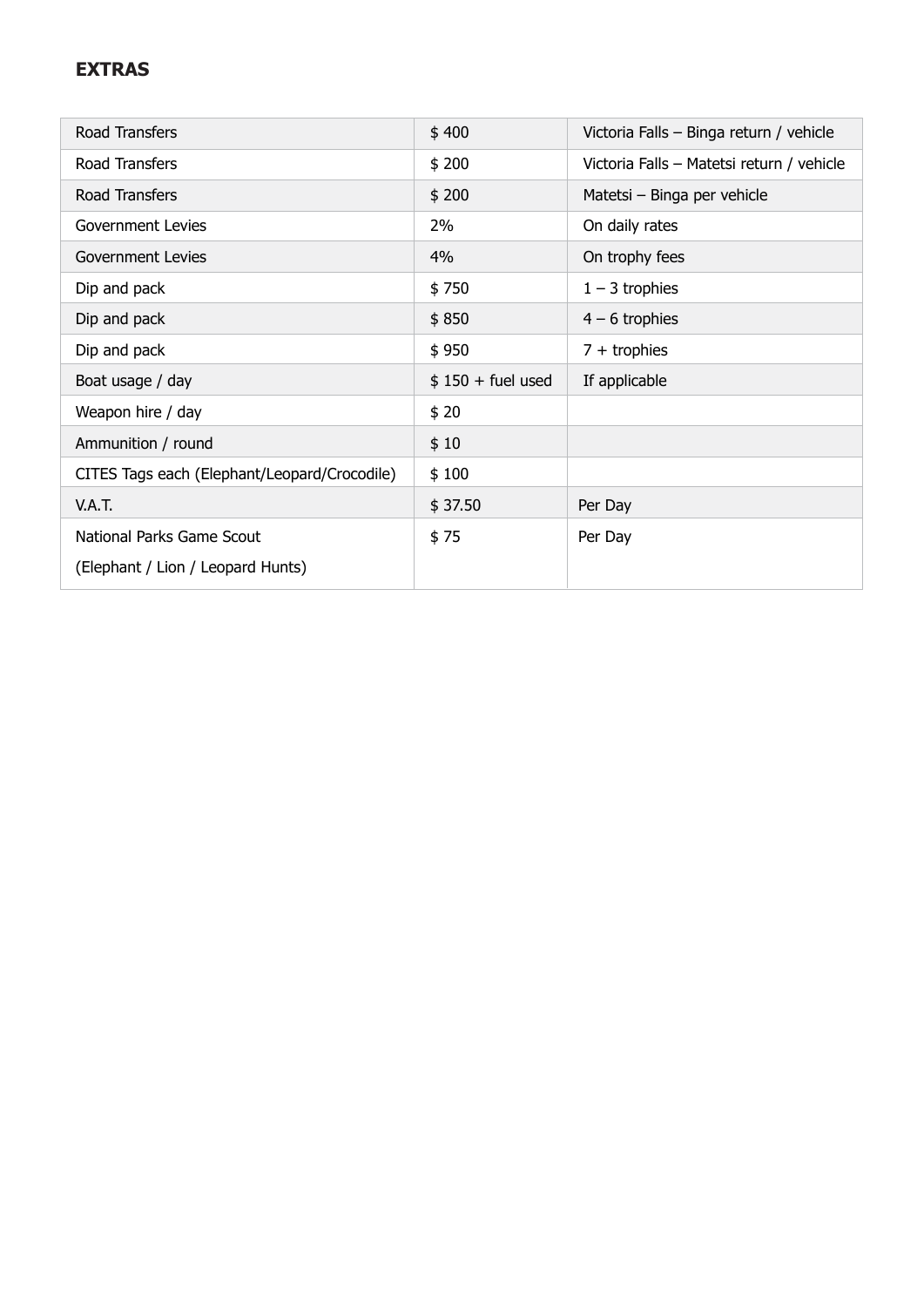## EXTRAS

| | | |
|---|---|---|
| Road Transfers | $ 400 | Victoria Falls – Binga return / vehicle |
| Road Transfers | $ 200 | Victoria Falls – Matetsi return / vehicle |
| Road Transfers | $ 200 | Matetsi – Binga per vehicle |
| Government Levies | 2% | On daily rates |
| Government Levies | 4% | On trophy fees |
| Dip and pack | $ 750 | 1 – 3 trophies |
| Dip and pack | $ 850 | 4 – 6 trophies |
| Dip and pack | $ 950 | 7 + trophies |
| Boat usage / day | $ 150 + fuel used | If applicable |
| Weapon hire / day | $ 20 | |
| Ammunition / round | $ 10 | |
| CITES Tags each (Elephant/Leopard/Crocodile) | $ 100 | |
| V.A.T. | $ 37.50 | Per Day |
| National Parks Game Scout (Elephant / Lion / Leopard Hunts) | $ 75 | Per Day |